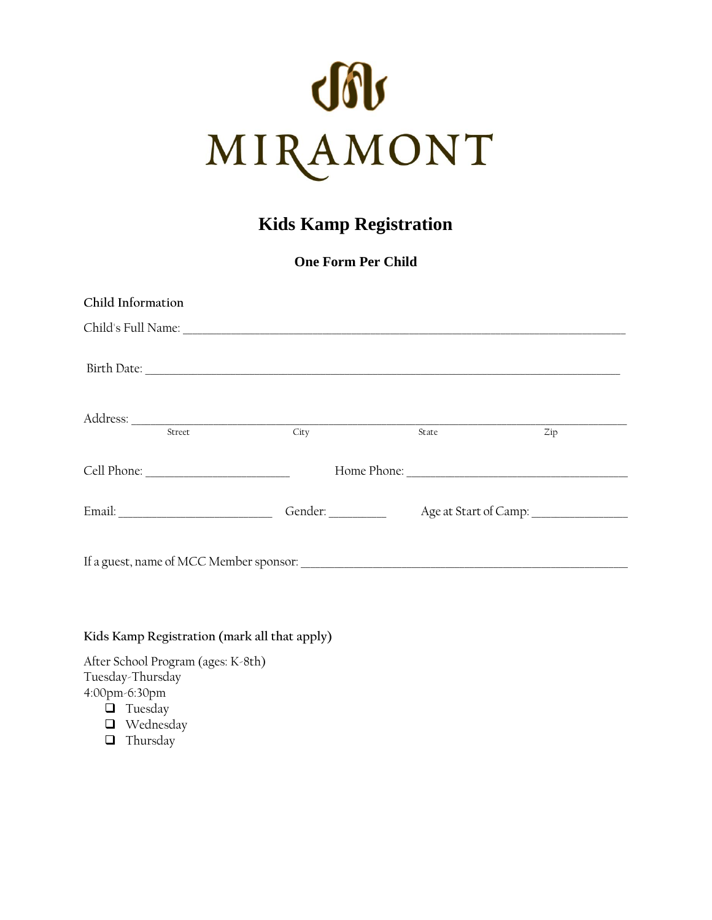MIRAMONT

# Kids Kamp Registration

### One Form Per Child

**Child Information**

Child's Full Name: ________________________________________________________________

Birth Date: ____________________________________________________________________

Address: _______________________________________________________________________
Street City State Zip

Cell Phone: ______________________ Home Phone: ___________________________________

Email: _________________________ Gender: _________ Age at Start of Camp: _______________

If a guest, name of MCC Member sponsor: ___________________________________________

**Kids Kamp Registration (mark all that apply)**

After School Program (ages: K-8th)
Tuesday-Thursday
4:00pm-6:30pm

- ☐ Tuesday
- ☐ Wednesday
- ☐ Thursday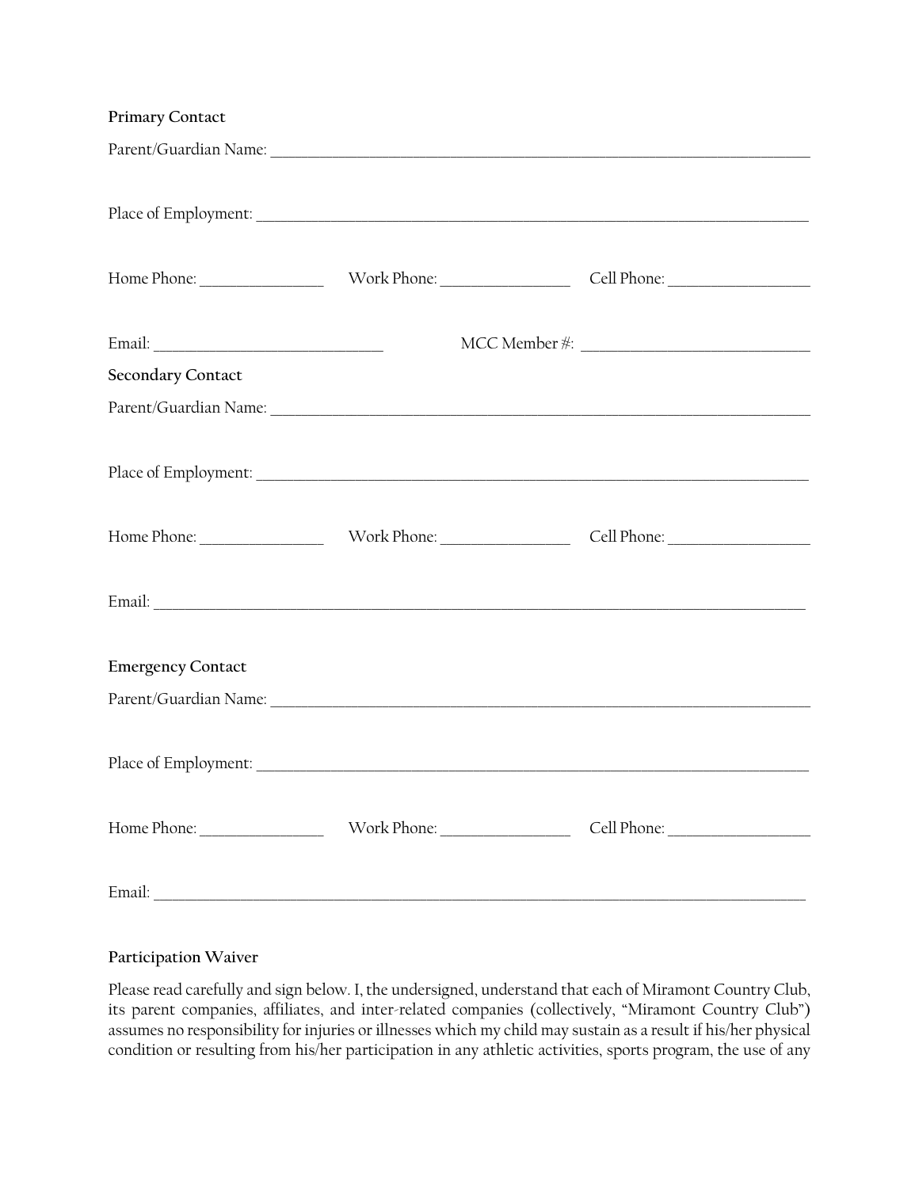**Primary Contact**

Parent/Guardian Name: ______________________________________________________________

Place of Employment: ______________________________________________________________

Home Phone: ________________ Work Phone: ________________ Cell Phone: __________________

Email: ____________________________ MCC Member #: ____________________________

**Secondary Contact**

Parent/Guardian Name: ______________________________________________________________

Place of Employment: ______________________________________________________________

Home Phone: ________________ Work Phone: ________________ Cell Phone: __________________

Email: ______________________________________________________________________________

**Emergency Contact**

Parent/Guardian Name: ______________________________________________________________

Place of Employment: ______________________________________________________________

Home Phone: ________________ Work Phone: ________________ Cell Phone: __________________

Email: ______________________________________________________________________________

**Participation Waiver**

Please read carefully and sign below. I, the undersigned, understand that each of Miramont Country Club, its parent companies, affiliates, and inter-related companies (collectively, "Miramont Country Club") assumes no responsibility for injuries or illnesses which my child may sustain as a result if his/her physical condition or resulting from his/her participation in any athletic activities, sports program, the use of any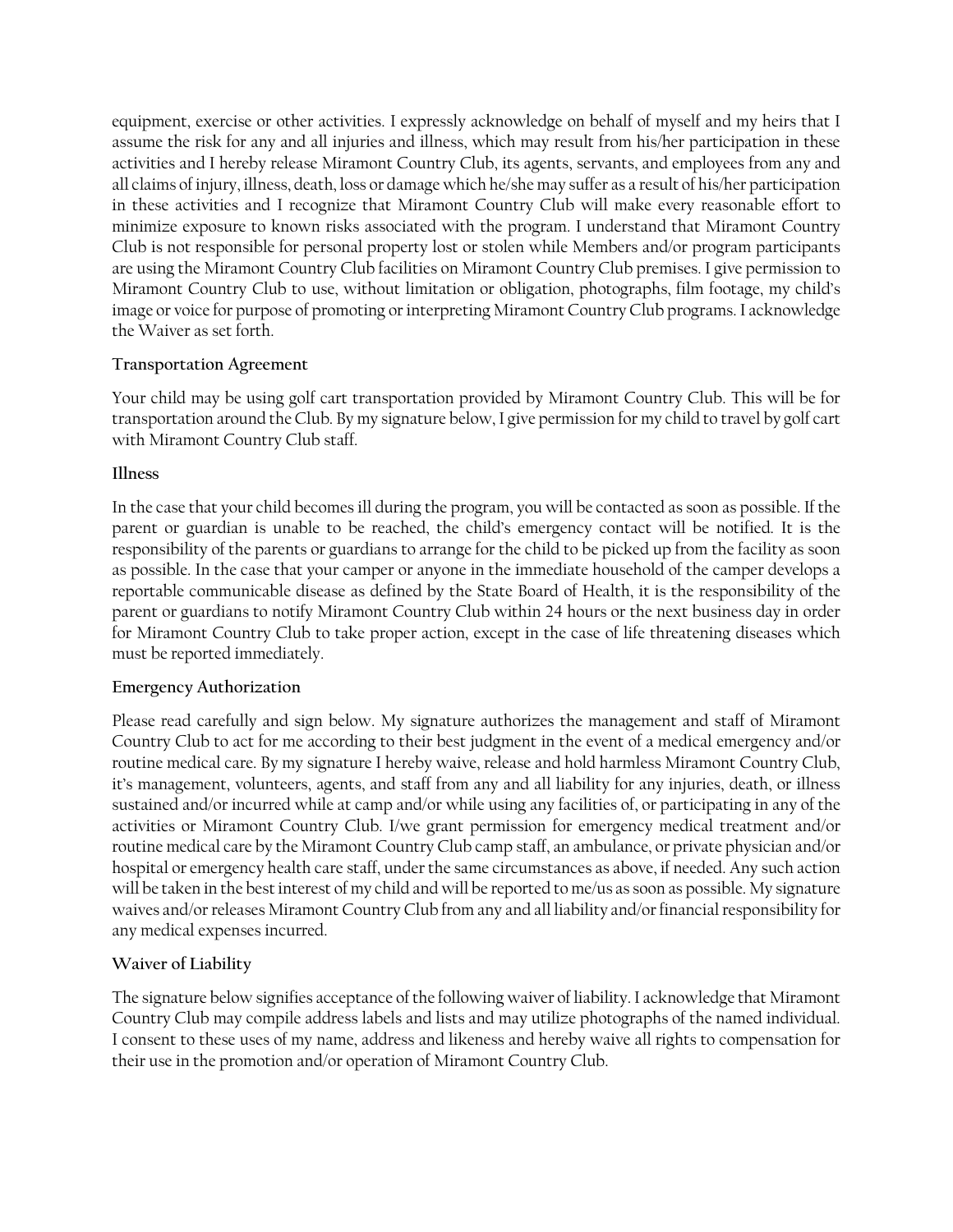equipment, exercise or other activities. I expressly acknowledge on behalf of myself and my heirs that I assume the risk for any and all injuries and illness, which may result from his/her participation in these activities and I hereby release Miramont Country Club, its agents, servants, and employees from any and all claims of injury, illness, death, loss or damage which he/she may suffer as a result of his/her participation in these activities and I recognize that Miramont Country Club will make every reasonable effort to minimize exposure to known risks associated with the program. I understand that Miramont Country Club is not responsible for personal property lost or stolen while Members and/or program participants are using the Miramont Country Club facilities on Miramont Country Club premises. I give permission to Miramont Country Club to use, without limitation or obligation, photographs, film footage, my child's image or voice for purpose of promoting or interpreting Miramont Country Club programs. I acknowledge the Waiver as set forth.

**Transportation Agreement**

Your child may be using golf cart transportation provided by Miramont Country Club. This will be for transportation around the Club. By my signature below, I give permission for my child to travel by golf cart with Miramont Country Club staff.

**Illness**

In the case that your child becomes ill during the program, you will be contacted as soon as possible. If the parent or guardian is unable to be reached, the child's emergency contact will be notified. It is the responsibility of the parents or guardians to arrange for the child to be picked up from the facility as soon as possible. In the case that your camper or anyone in the immediate household of the camper develops a reportable communicable disease as defined by the State Board of Health, it is the responsibility of the parent or guardians to notify Miramont Country Club within 24 hours or the next business day in order for Miramont Country Club to take proper action, except in the case of life threatening diseases which must be reported immediately.

**Emergency Authorization**

Please read carefully and sign below. My signature authorizes the management and staff of Miramont Country Club to act for me according to their best judgment in the event of a medical emergency and/or routine medical care. By my signature I hereby waive, release and hold harmless Miramont Country Club, it's management, volunteers, agents, and staff from any and all liability for any injuries, death, or illness sustained and/or incurred while at camp and/or while using any facilities of, or participating in any of the activities or Miramont Country Club. I/we grant permission for emergency medical treatment and/or routine medical care by the Miramont Country Club camp staff, an ambulance, or private physician and/or hospital or emergency health care staff, under the same circumstances as above, if needed. Any such action will be taken in the best interest of my child and will be reported to me/us as soon as possible. My signature waives and/or releases Miramont Country Club from any and all liability and/or financial responsibility for any medical expenses incurred.

**Waiver of Liability**

The signature below signifies acceptance of the following waiver of liability. I acknowledge that Miramont Country Club may compile address labels and lists and may utilize photographs of the named individual. I consent to these uses of my name, address and likeness and hereby waive all rights to compensation for their use in the promotion and/or operation of Miramont Country Club.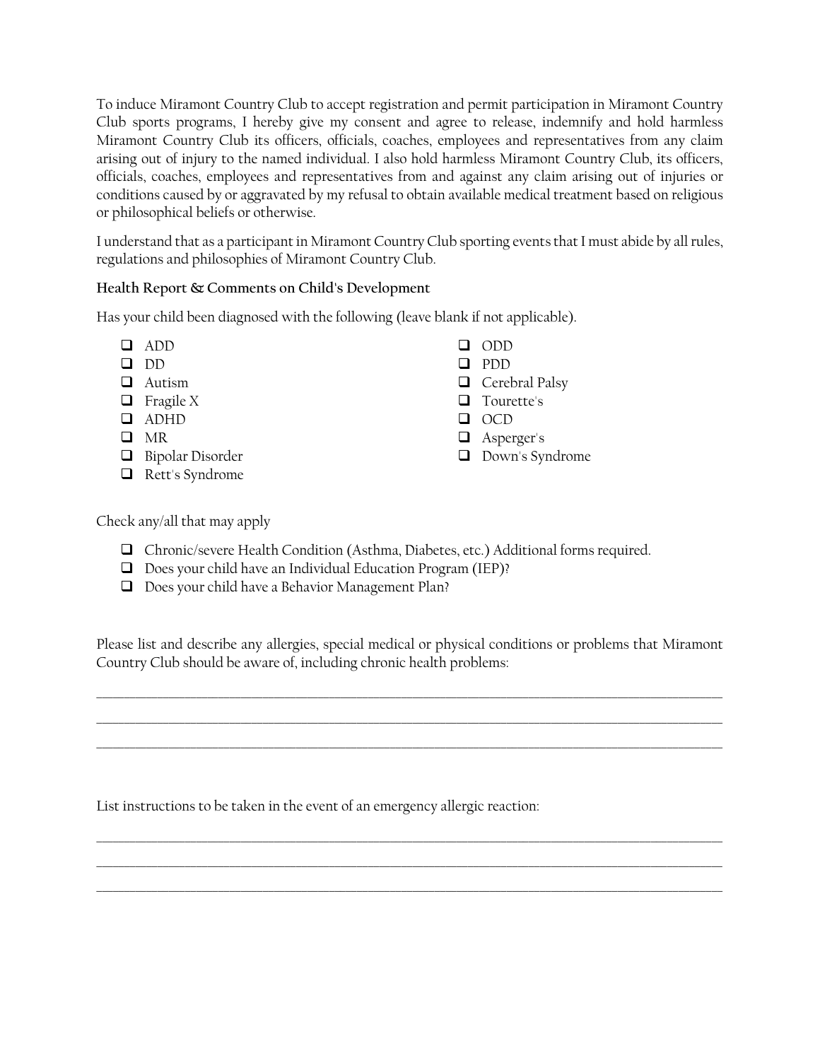To induce Miramont Country Club to accept registration and permit participation in Miramont Country Club sports programs, I hereby give my consent and agree to release, indemnify and hold harmless Miramont Country Club its officers, officials, coaches, employees and representatives from any claim arising out of injury to the named individual. I also hold harmless Miramont Country Club, its officers, officials, coaches, employees and representatives from and against any claim arising out of injuries or conditions caused by or aggravated by my refusal to obtain available medical treatment based on religious or philosophical beliefs or otherwise.

I understand that as a participant in Miramont Country Club sporting events that I must abide by all rules, regulations and philosophies of Miramont Country Club.

**Health Report & Comments on Child's Development**

Has your child been diagnosed with the following (leave blank if not applicable).

- ☐ ADD
- ☐ DD
- ☐ Autism
- ☐ Fragile X
- ☐ ADHD
- ☐ MR
- ☐ Bipolar Disorder
- ☐ Rett's Syndrome
- ☐ ODD
- ☐ PDD
- ☐ Cerebral Palsy
- ☐ Tourette's
- ☐ OCD
- ☐ Asperger's
- ☐ Down's Syndrome

Check any/all that may apply

- ☐ Chronic/severe Health Condition (Asthma, Diabetes, etc.) Additional forms required.
- ☐ Does your child have an Individual Education Program (IEP)?
- ☐ Does your child have a Behavior Management Plan?

Please list and describe any allergies, special medical or physical conditions or problems that Miramont Country Club should be aware of, including chronic health problems:

_______________________________________________________________________________

_______________________________________________________________________________

_______________________________________________________________________________

List instructions to be taken in the event of an emergency allergic reaction:

_______________________________________________________________________________

_______________________________________________________________________________

_______________________________________________________________________________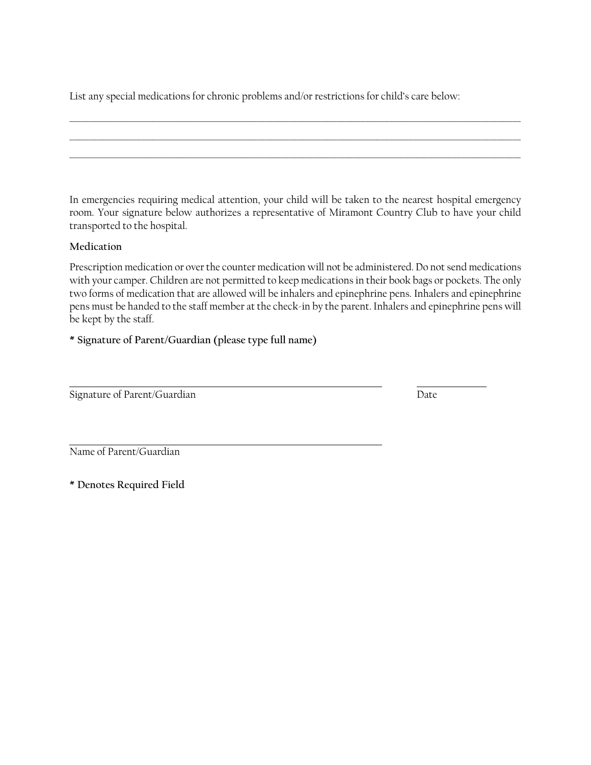List any special medications for chronic problems and/or restrictions for child's care below:

______________________________________________________________________________________________

______________________________________________________________________________________________

______________________________________________________________________________________________

In emergencies requiring medical attention, your child will be taken to the nearest hospital emergency room. Your signature below authorizes a representative of Miramont Country Club to have your child transported to the hospital.

**Medication**

Prescription medication or over the counter medication will not be administered. Do not send medications with your camper. Children are not permitted to keep medications in their book bags or pockets. The only two forms of medication that are allowed will be inhalers and epinephrine pens. Inhalers and epinephrine pens must be handed to the staff member at the check-in by the parent. Inhalers and epinephrine pens will be kept by the staff.

**\* Signature of Parent/Guardian (please type full name)**

_______________________________________________ ____________

Signature of Parent/Guardian Date

_______________________________________________

Name of Parent/Guardian

**\* Denotes Required Field**